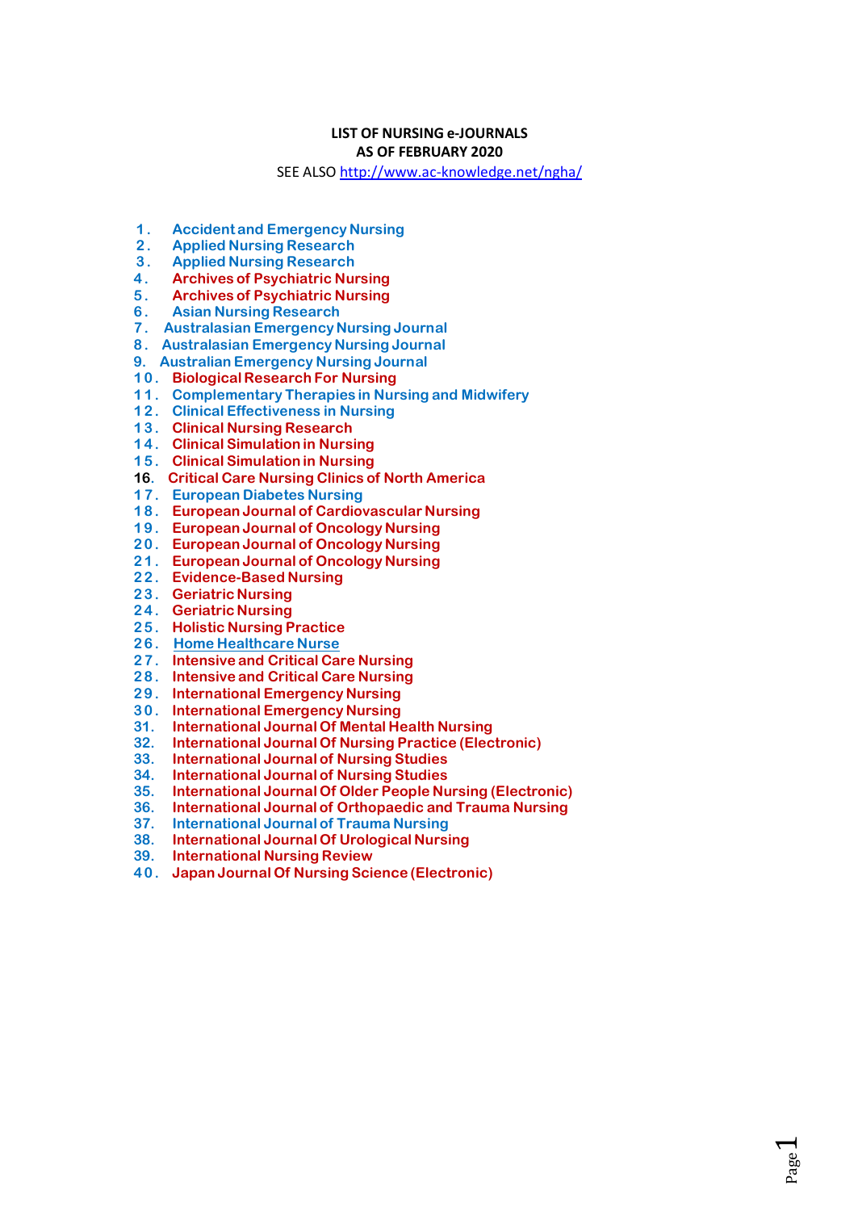**LIST OF NURSING e-JOURNALS**
**AS OF FEBRUARY 2020**

SEE ALSO http://www.ac-knowledge.net/ngha/

1. Accident and Emergency Nursing
2. Applied Nursing Research
3. Applied Nursing Research
4. Archives of Psychiatric Nursing
5. Archives of Psychiatric Nursing
6. Asian Nursing Research
7. Australasian Emergency Nursing Journal
8. Australasian Emergency Nursing Journal
9. Australian Emergency Nursing Journal
10. Biological Research For Nursing
11. Complementary Therapies in Nursing and Midwifery
12. Clinical Effectiveness in Nursing
13. Clinical Nursing Research
14. Clinical Simulation in Nursing
15. Clinical Simulation in Nursing
16. Critical Care Nursing Clinics of North America
17. European Diabetes Nursing
18. European Journal of Cardiovascular Nursing
19. European Journal of Oncology Nursing
20. European Journal of Oncology Nursing
21. European Journal of Oncology Nursing
22. Evidence-Based Nursing
23. Geriatric Nursing
24. Geriatric Nursing
25. Holistic Nursing Practice
26. Home Healthcare Nurse
27. Intensive and Critical Care Nursing
28. Intensive and Critical Care Nursing
29. International Emergency Nursing
30. International Emergency Nursing
31. International Journal Of Mental Health Nursing
32. International Journal Of Nursing Practice (Electronic)
33. International Journal of Nursing Studies
34. International Journal of Nursing Studies
35. International Journal Of Older People Nursing (Electronic)
36. International Journal of Orthopaedic and Trauma Nursing
37. International Journal of Trauma Nursing
38. International Journal Of Urological Nursing
39. International Nursing Review
40. Japan Journal Of Nursing Science (Electronic)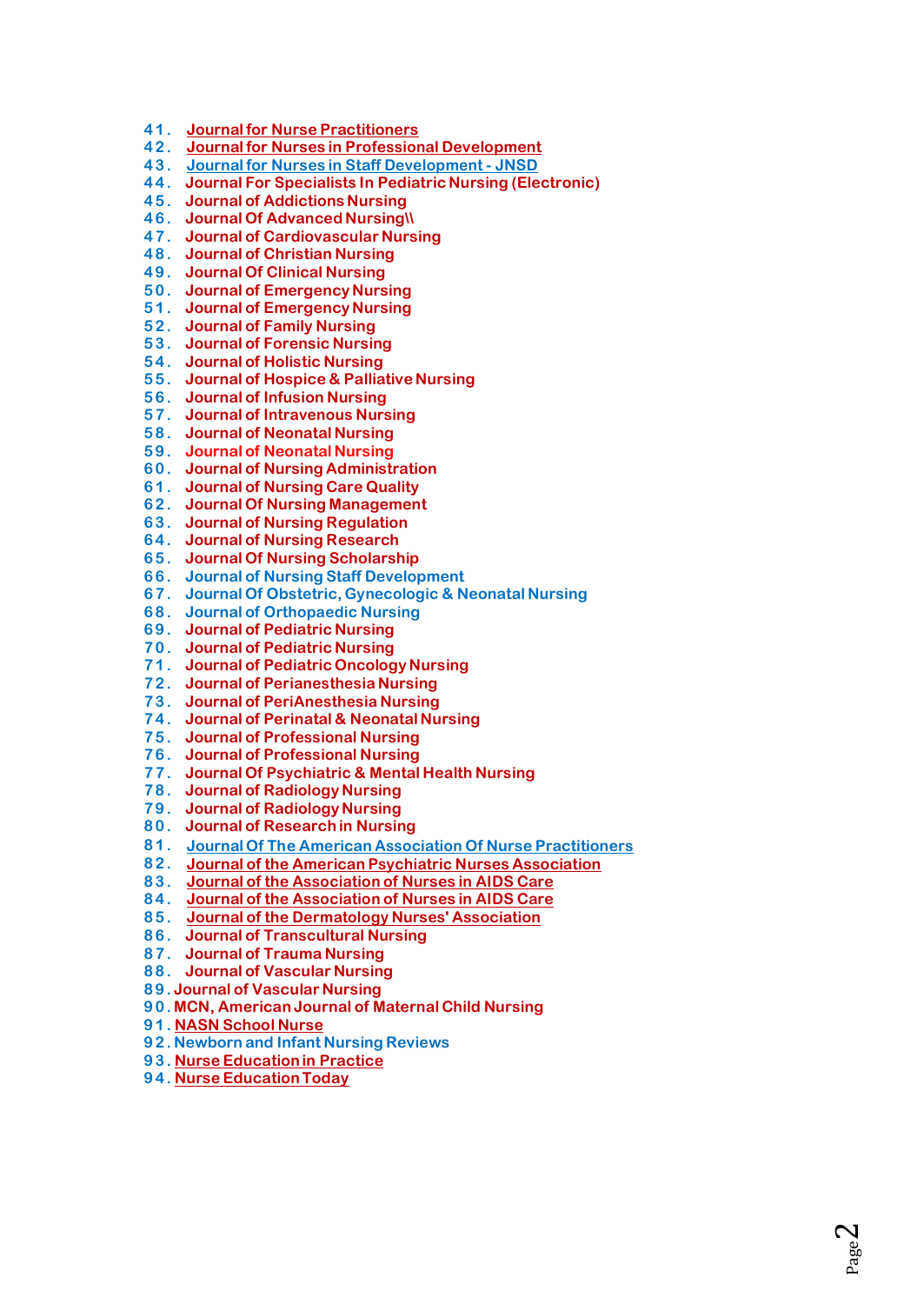41. Journal for Nurse Practitioners
42. Journal for Nurses in Professional Development
43. Journal for Nurses in Staff Development - JNSD
44. Journal For Specialists In Pediatric Nursing (Electronic)
45. Journal of Addictions Nursing
46. Journal Of Advanced Nursing\\
47. Journal of Cardiovascular Nursing
48. Journal of Christian Nursing
49. Journal Of Clinical Nursing
50. Journal of Emergency Nursing
51. Journal of Emergency Nursing
52. Journal of Family Nursing
53. Journal of Forensic Nursing
54. Journal of Holistic Nursing
55. Journal of Hospice & Palliative Nursing
56. Journal of Infusion Nursing
57. Journal of Intravenous Nursing
58. Journal of Neonatal Nursing
59. Journal of Neonatal Nursing
60. Journal of Nursing Administration
61. Journal of Nursing Care Quality
62. Journal Of Nursing Management
63. Journal of Nursing Regulation
64. Journal of Nursing Research
65. Journal Of Nursing Scholarship
66. Journal of Nursing Staff Development
67. Journal Of Obstetric, Gynecologic & Neonatal Nursing
68. Journal of Orthopaedic Nursing
69. Journal of Pediatric Nursing
70. Journal of Pediatric Nursing
71. Journal of Pediatric Oncology Nursing
72. Journal of Perianesthesia Nursing
73. Journal of PeriAnesthesia Nursing
74. Journal of Perinatal & Neonatal Nursing
75. Journal of Professional Nursing
76. Journal of Professional Nursing
77. Journal Of Psychiatric & Mental Health Nursing
78. Journal of Radiology Nursing
79. Journal of Radiology Nursing
80. Journal of Research in Nursing
81. Journal Of The American Association Of Nurse Practitioners
82. Journal of the American Psychiatric Nurses Association
83. Journal of the Association of Nurses in AIDS Care
84. Journal of the Association of Nurses in AIDS Care
85. Journal of the Dermatology Nurses' Association
86. Journal of Transcultural Nursing
87. Journal of Trauma Nursing
88. Journal of Vascular Nursing
89. Journal of Vascular Nursing
90. MCN, American Journal of Maternal Child Nursing
91. NASN School Nurse
92. Newborn and Infant Nursing Reviews
93. Nurse Education in Practice
94. Nurse Education Today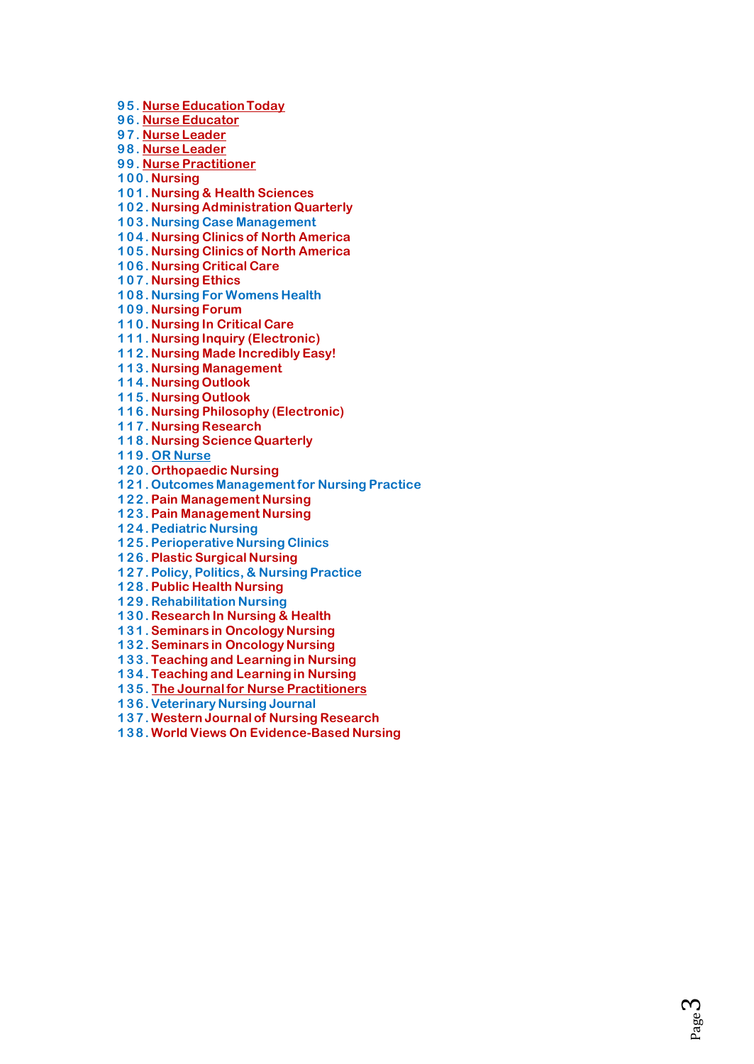95. Nurse Education Today
96. Nurse Educator
97. Nurse Leader
98. Nurse Leader
99. Nurse Practitioner
100. Nursing
101. Nursing & Health Sciences
102. Nursing Administration Quarterly
103. Nursing Case Management
104. Nursing Clinics of North America
105. Nursing Clinics of North America
106. Nursing Critical Care
107. Nursing Ethics
108. Nursing For Womens Health
109. Nursing Forum
110. Nursing In Critical Care
111. Nursing Inquiry (Electronic)
112. Nursing Made Incredibly Easy!
113. Nursing Management
114. Nursing Outlook
115. Nursing Outlook
116. Nursing Philosophy (Electronic)
117. Nursing Research
118. Nursing Science Quarterly
119. OR Nurse
120. Orthopaedic Nursing
121. Outcomes Management for Nursing Practice
122. Pain Management Nursing
123. Pain Management Nursing
124. Pediatric Nursing
125. Perioperative Nursing Clinics
126. Plastic Surgical Nursing
127. Policy, Politics, & Nursing Practice
128. Public Health Nursing
129. Rehabilitation Nursing
130. Research In Nursing & Health
131. Seminars in Oncology Nursing
132. Seminars in Oncology Nursing
133. Teaching and Learning in Nursing
134. Teaching and Learning in Nursing
135. The Journal for Nurse Practitioners
136. Veterinary Nursing Journal
137. Western Journal of Nursing Research
138. World Views On Evidence-Based Nursing